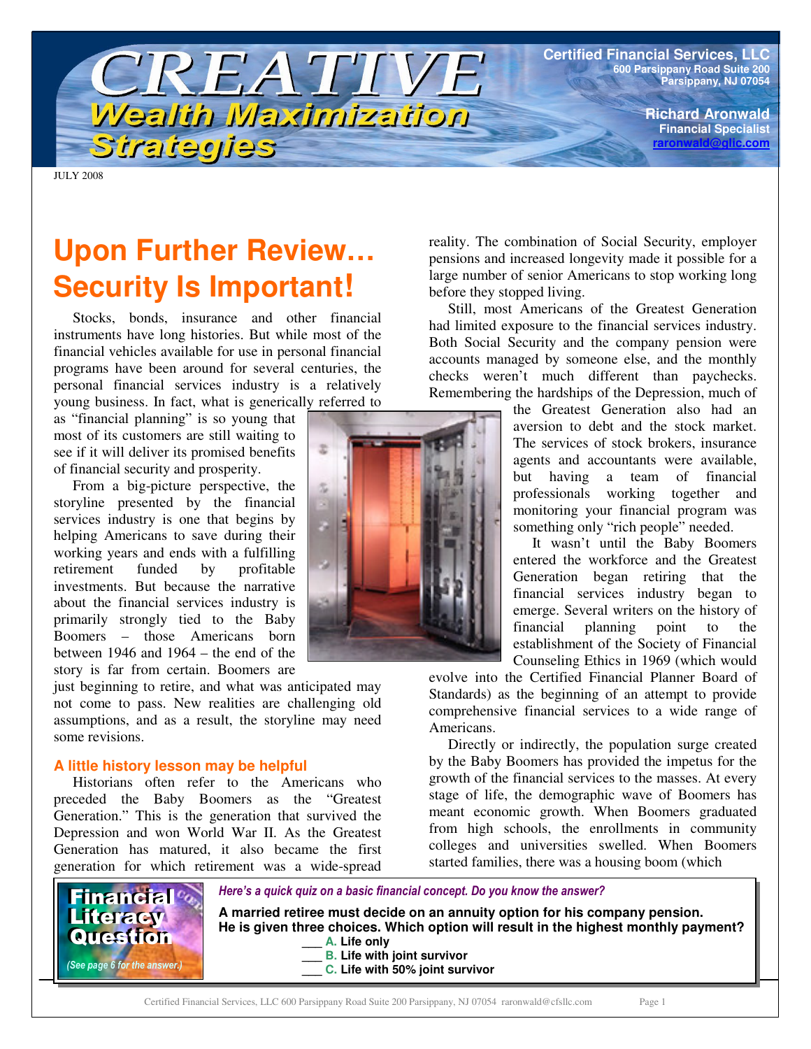# CREATIVE Wealth Maximization Strategies

**Certified Financial Services, LLC**
600 Parsippany Road Suite 200
Parsippany, NJ 07054

**Richard Aronwald**
Financial Specialist
raronwald@glic.com

JULY 2008

## Upon Further Review… Security Is Important!

Stocks, bonds, insurance and other financial instruments have long histories. But while most of the financial vehicles available for use in personal financial programs have been around for several centuries, the personal financial services industry is a relatively young business. In fact, what is generically referred to as "financial planning" is so young that most of its customers are still waiting to see if it will deliver its promised benefits of financial security and prosperity.

From a big-picture perspective, the storyline presented by the financial services industry is one that begins by helping Americans to save during their working years and ends with a fulfilling retirement funded by profitable investments. But because the narrative about the financial services industry is primarily strongly tied to the Baby Boomers – those Americans born between 1946 and 1964 – the end of the story is far from certain. Boomers are just beginning to retire, and what was anticipated may not come to pass. New realities are challenging old assumptions, and as a result, the storyline may need some revisions.

### A little history lesson may be helpful

Historians often refer to the Americans who preceded the Baby Boomers as the "Greatest Generation." This is the generation that survived the Depression and won World War II. As the Greatest Generation has matured, it also became the first generation for which retirement was a wide-spread reality. The combination of Social Security, employer pensions and increased longevity made it possible for a large number of senior Americans to stop working long before they stopped living.

Still, most Americans of the Greatest Generation had limited exposure to the financial services industry. Both Social Security and the company pension were accounts managed by someone else, and the monthly checks weren't much different than paychecks. Remembering the hardships of the Depression, much of the Greatest Generation also had an aversion to debt and the stock market. The services of stock brokers, insurance agents and accountants were available, but having a team of financial professionals working together and monitoring your financial program was something only "rich people" needed.

It wasn't until the Baby Boomers entered the workforce and the Greatest Generation began retiring that the financial services industry began to emerge. Several writers on the history of financial planning point to the establishment of the Society of Financial Counseling Ethics in 1969 (which would evolve into the Certified Financial Planner Board of Standards) as the beginning of an attempt to provide comprehensive financial services to a wide range of Americans.

Directly or indirectly, the population surge created by the Baby Boomers has provided the impetus for the growth of the financial services to the masses. At every stage of life, the demographic wave of Boomers has meant economic growth. When Boomers graduated from high schools, the enrollments in community colleges and universities swelled. When Boomers started families, there was a housing boom (which

---

**Financial Literacy Question**

*(See page 6 for the answer.)*

*Here's a quick quiz on a basic financial concept. Do you know the answer?*

**A married retiree must decide on an annuity option for his company pension. He is given three choices. Which option will result in the highest monthly payment?**

___ **A.** Life only
___ **B.** Life with joint survivor
___ **C.** Life with 50% joint survivor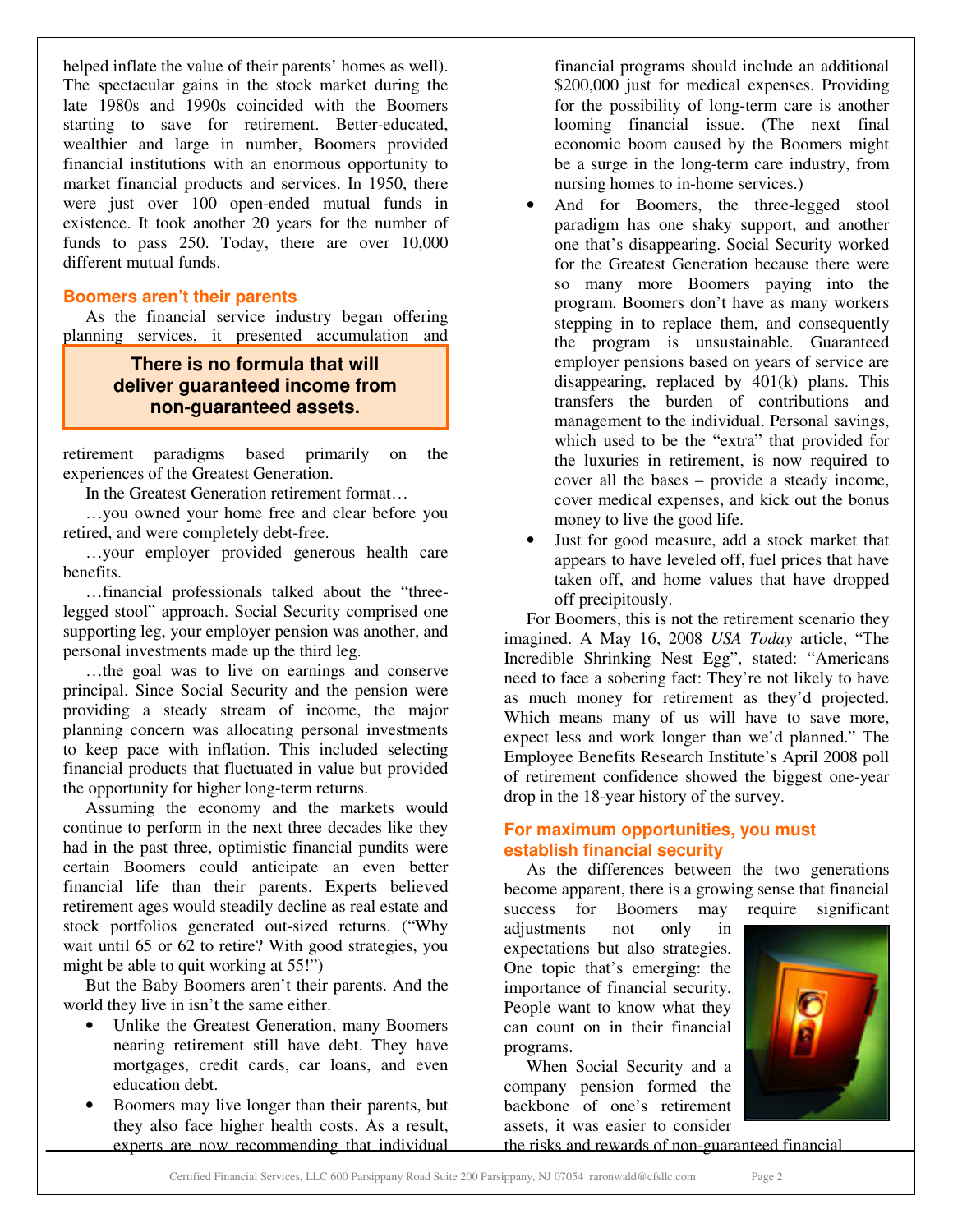helped inflate the value of their parents' homes as well). The spectacular gains in the stock market during the late 1980s and 1990s coincided with the Boomers starting to save for retirement. Better-educated, wealthier and large in number, Boomers provided financial institutions with an enormous opportunity to market financial products and services. In 1950, there were just over 100 open-ended mutual funds in existence. It took another 20 years for the number of funds to pass 250. Today, there are over 10,000 different mutual funds.

### Boomers aren't their parents

As the financial service industry began offering planning services, it presented accumulation and retirement paradigms based primarily on the experiences of the Greatest Generation.

**There is no formula that will deliver guaranteed income from non-guaranteed assets.**

In the Greatest Generation retirement format…

…you owned your home free and clear before you retired, and were completely debt-free.

…your employer provided generous health care benefits.

…financial professionals talked about the "three-legged stool" approach. Social Security comprised one supporting leg, your employer pension was another, and personal investments made up the third leg.

…the goal was to live on earnings and conserve principal. Since Social Security and the pension were providing a steady stream of income, the major planning concern was allocating personal investments to keep pace with inflation. This included selecting financial products that fluctuated in value but provided the opportunity for higher long-term returns.

Assuming the economy and the markets would continue to perform in the next three decades like they had in the past three, optimistic financial pundits were certain Boomers could anticipate an even better financial life than their parents. Experts believed retirement ages would steadily decline as real estate and stock portfolios generated out-sized returns. ("Why wait until 65 or 62 to retire? With good strategies, you might be able to quit working at 55!")

But the Baby Boomers aren't their parents. And the world they live in isn't the same either.

- Unlike the Greatest Generation, many Boomers nearing retirement still have debt. They have mortgages, credit cards, car loans, and even education debt.
- Boomers may live longer than their parents, but they also face higher health costs. As a result, experts are now recommending that individual financial programs should include an additional $200,000 just for medical expenses. Providing for the possibility of long-term care is another looming financial issue. (The next final economic boom caused by the Boomers might be a surge in the long-term care industry, from nursing homes to in-home services.)
- And for Boomers, the three-legged stool paradigm has one shaky support, and another one that's disappearing. Social Security worked for the Greatest Generation because there were so many more Boomers paying into the program. Boomers don't have as many workers stepping in to replace them, and consequently the program is unsustainable. Guaranteed employer pensions based on years of service are disappearing, replaced by 401(k) plans. This transfers the burden of contributions and management to the individual. Personal savings, which used to be the "extra" that provided for the luxuries in retirement, is now required to cover all the bases – provide a steady income, cover medical expenses, and kick out the bonus money to live the good life.
- Just for good measure, add a stock market that appears to have leveled off, fuel prices that have taken off, and home values that have dropped off precipitously.

For Boomers, this is not the retirement scenario they imagined. A May 16, 2008 *USA Today* article, "The Incredible Shrinking Nest Egg", stated: "Americans need to face a sobering fact: They're not likely to have as much money for retirement as they'd projected. Which means many of us will have to save more, expect less and work longer than we'd planned." The Employee Benefits Research Institute's April 2008 poll of retirement confidence showed the biggest one-year drop in the 18-year history of the survey.

### For maximum opportunities, you must establish financial security

As the differences between the two generations become apparent, there is a growing sense that financial success for Boomers may require significant adjustments not only in expectations but also strategies. One topic that's emerging: the importance of financial security. People want to know what they can count on in their financial programs.

When Social Security and a company pension formed the backbone of one's retirement assets, it was easier to consider the risks and rewards of non-guaranteed financial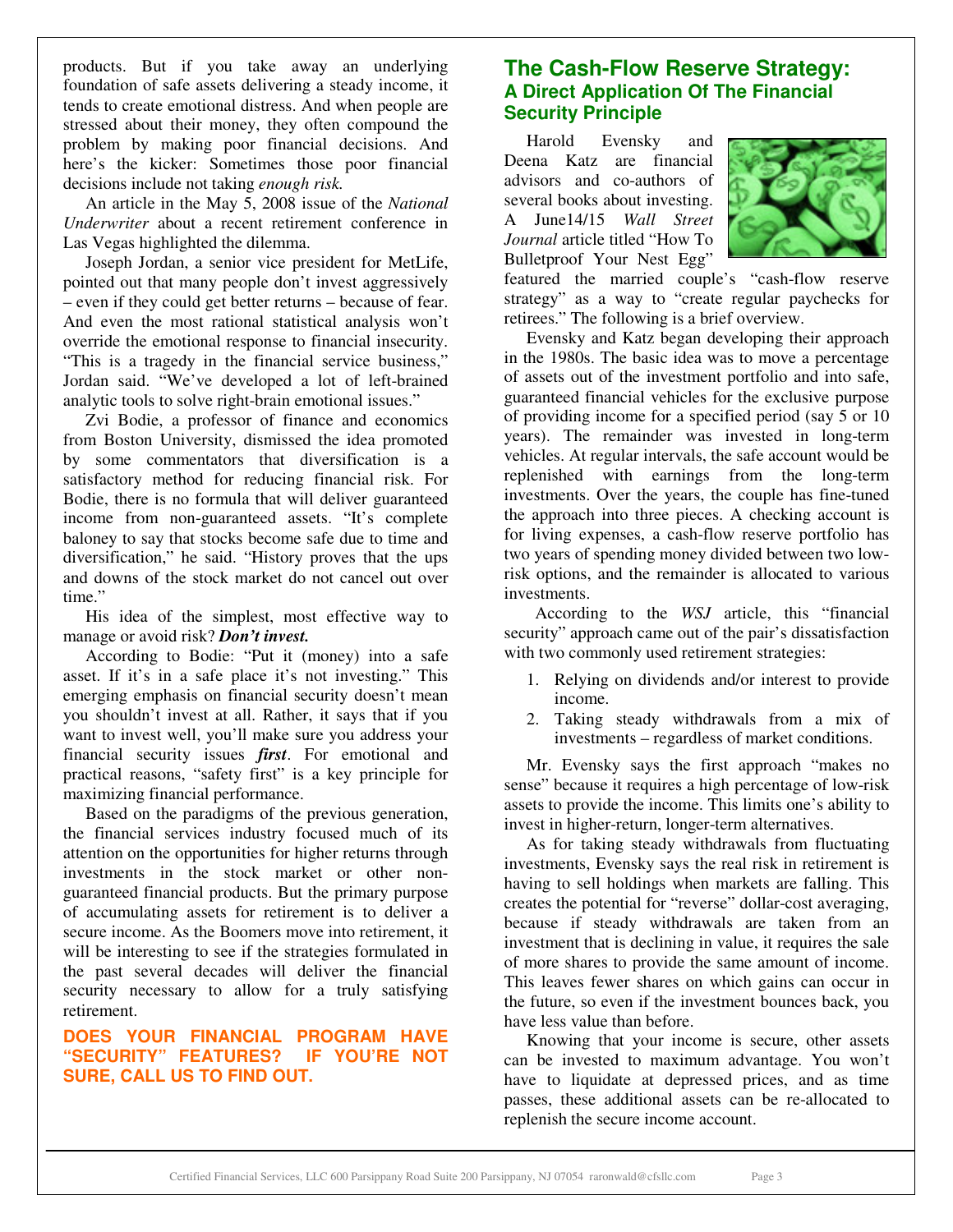products. But if you take away an underlying foundation of safe assets delivering a steady income, it tends to create emotional distress. And when people are stressed about their money, they often compound the problem by making poor financial decisions. And here's the kicker: Sometimes those poor financial decisions include not taking *enough risk.*

An article in the May 5, 2008 issue of the *National Underwriter* about a recent retirement conference in Las Vegas highlighted the dilemma.

Joseph Jordan, a senior vice president for MetLife, pointed out that many people don't invest aggressively – even if they could get better returns – because of fear. And even the most rational statistical analysis won't override the emotional response to financial insecurity. "This is a tragedy in the financial service business," Jordan said. "We've developed a lot of left-brained analytic tools to solve right-brain emotional issues."

Zvi Bodie, a professor of finance and economics from Boston University, dismissed the idea promoted by some commentators that diversification is a satisfactory method for reducing financial risk. For Bodie, there is no formula that will deliver guaranteed income from non-guaranteed assets. "It's complete baloney to say that stocks become safe due to time and diversification," he said. "History proves that the ups and downs of the stock market do not cancel out over time."

His idea of the simplest, most effective way to manage or avoid risk? ***Don't invest.***

According to Bodie: "Put it (money) into a safe asset. If it's in a safe place it's not investing." This emerging emphasis on financial security doesn't mean you shouldn't invest at all. Rather, it says that if you want to invest well, you'll make sure you address your financial security issues ***first***. For emotional and practical reasons, "safety first" is a key principle for maximizing financial performance.

Based on the paradigms of the previous generation, the financial services industry focused much of its attention on the opportunities for higher returns through investments in the stock market or other non-guaranteed financial products. But the primary purpose of accumulating assets for retirement is to deliver a secure income. As the Boomers move into retirement, it will be interesting to see if the strategies formulated in the past several decades will deliver the financial security necessary to allow for a truly satisfying retirement.

**DOES YOUR FINANCIAL PROGRAM HAVE "SECURITY" FEATURES? IF YOU'RE NOT SURE, CALL US TO FIND OUT.**

## The Cash-Flow Reserve Strategy:
### A Direct Application Of The Financial Security Principle

Harold Evensky and Deena Katz are financial advisors and co-authors of several books about investing. A June14/15 *Wall Street Journal* article titled "How To Bulletproof Your Nest Egg" featured the married couple's "cash-flow reserve strategy" as a way to "create regular paychecks for retirees." The following is a brief overview.

Evensky and Katz began developing their approach in the 1980s. The basic idea was to move a percentage of assets out of the investment portfolio and into safe, guaranteed financial vehicles for the exclusive purpose of providing income for a specified period (say 5 or 10 years). The remainder was invested in long-term vehicles. At regular intervals, the safe account would be replenished with earnings from the long-term investments. Over the years, the couple has fine-tuned the approach into three pieces. A checking account is for living expenses, a cash-flow reserve portfolio has two years of spending money divided between two low-risk options, and the remainder is allocated to various investments.

According to the *WSJ* article, this "financial security" approach came out of the pair's dissatisfaction with two commonly used retirement strategies:

1. Relying on dividends and/or interest to provide income.
2. Taking steady withdrawals from a mix of investments – regardless of market conditions.

Mr. Evensky says the first approach "makes no sense" because it requires a high percentage of low-risk assets to provide the income. This limits one's ability to invest in higher-return, longer-term alternatives.

As for taking steady withdrawals from fluctuating investments, Evensky says the real risk in retirement is having to sell holdings when markets are falling. This creates the potential for "reverse" dollar-cost averaging, because if steady withdrawals are taken from an investment that is declining in value, it requires the sale of more shares to provide the same amount of income. This leaves fewer shares on which gains can occur in the future, so even if the investment bounces back, you have less value than before.

Knowing that your income is secure, other assets can be invested to maximum advantage. You won't have to liquidate at depressed prices, and as time passes, these additional assets can be re-allocated to replenish the secure income account.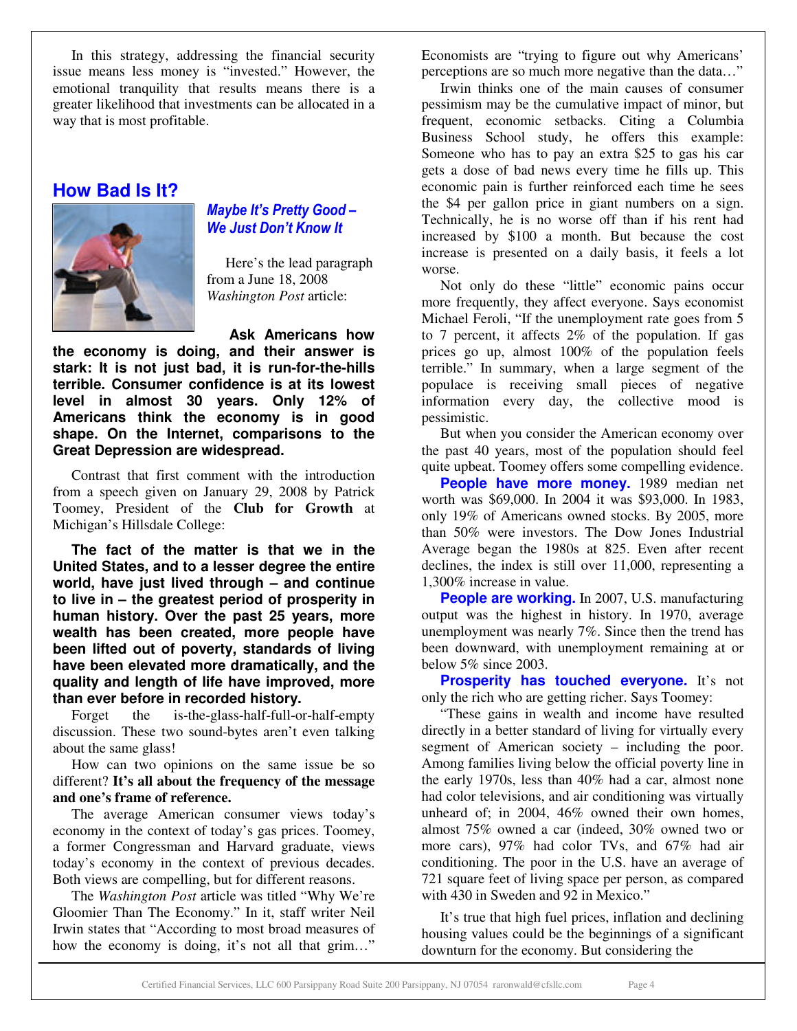In this strategy, addressing the financial security issue means less money is "invested." However, the emotional tranquility that results means there is a greater likelihood that investments can be allocated in a way that is most profitable.

## How Bad Is It?

### *Maybe It's Pretty Good – We Just Don't Know It*

Here's the lead paragraph from a June 18, 2008 *Washington Post* article:

**Ask Americans how the economy is doing, and their answer is stark: It is not just bad, it is run-for-the-hills terrible. Consumer confidence is at its lowest level in almost 30 years. Only 12% of Americans think the economy is in good shape. On the Internet, comparisons to the Great Depression are widespread.**

Contrast that first comment with the introduction from a speech given on January 29, 2008 by Patrick Toomey, President of the **Club for Growth** at Michigan's Hillsdale College:

**The fact of the matter is that we in the United States, and to a lesser degree the entire world, have just lived through – and continue to live in – the greatest period of prosperity in human history. Over the past 25 years, more wealth has been created, more people have been lifted out of poverty, standards of living have been elevated more dramatically, and the quality and length of life have improved, more than ever before in recorded history.**

Forget the is-the-glass-half-full-or-half-empty discussion. These two sound-bytes aren't even talking about the same glass!

How can two opinions on the same issue be so different? **It's all about the frequency of the message and one's frame of reference.**

The average American consumer views today's economy in the context of today's gas prices. Toomey, a former Congressman and Harvard graduate, views today's economy in the context of previous decades. Both views are compelling, but for different reasons.

The *Washington Post* article was titled "Why We're Gloomier Than The Economy." In it, staff writer Neil Irwin states that "According to most broad measures of how the economy is doing, it's not all that grim…" Economists are "trying to figure out why Americans' perceptions are so much more negative than the data…"

Irwin thinks one of the main causes of consumer pessimism may be the cumulative impact of minor, but frequent, economic setbacks. Citing a Columbia Business School study, he offers this example: Someone who has to pay an extra $25 to gas his car gets a dose of bad news every time he fills up. This economic pain is further reinforced each time he sees the $4 per gallon price in giant numbers on a sign. Technically, he is no worse off than if his rent had increased by $100 a month. But because the cost increase is presented on a daily basis, it feels a lot worse.

Not only do these "little" economic pains occur more frequently, they affect everyone. Says economist Michael Feroli, "If the unemployment rate goes from 5 to 7 percent, it affects 2% of the population. If gas prices go up, almost 100% of the population feels terrible." In summary, when a large segment of the populace is receiving small pieces of negative information every day, the collective mood is pessimistic.

But when you consider the American economy over the past 40 years, most of the population should feel quite upbeat. Toomey offers some compelling evidence.

**People have more money.** 1989 median net worth was $69,000. In 2004 it was $93,000. In 1983, only 19% of Americans owned stocks. By 2005, more than 50% were investors. The Dow Jones Industrial Average began the 1980s at 825. Even after recent declines, the index is still over 11,000, representing a 1,300% increase in value.

**People are working.** In 2007, U.S. manufacturing output was the highest in history. In 1970, average unemployment was nearly 7%. Since then the trend has been downward, with unemployment remaining at or below 5% since 2003.

**Prosperity has touched everyone.** It's not only the rich who are getting richer. Says Toomey:

"These gains in wealth and income have resulted directly in a better standard of living for virtually every segment of American society – including the poor. Among families living below the official poverty line in the early 1970s, less than 40% had a car, almost none had color televisions, and air conditioning was virtually unheard of; in 2004, 46% owned their own homes, almost 75% owned a car (indeed, 30% owned two or more cars), 97% had color TVs, and 67% had air conditioning. The poor in the U.S. have an average of 721 square feet of living space per person, as compared with 430 in Sweden and 92 in Mexico."

It's true that high fuel prices, inflation and declining housing values could be the beginnings of a significant downturn for the economy. But considering the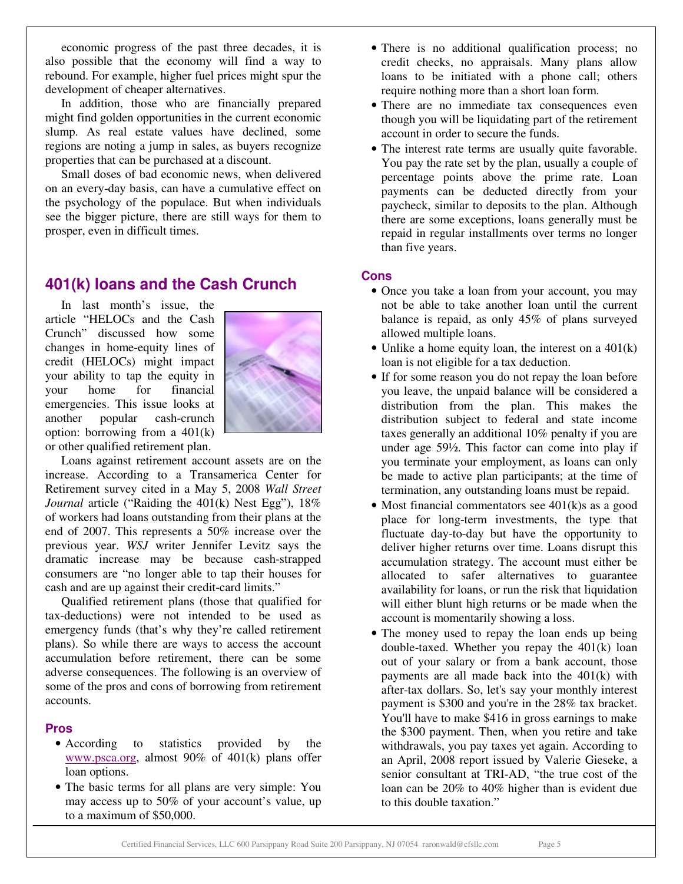economic progress of the past three decades, it is also possible that the economy will find a way to rebound. For example, higher fuel prices might spur the development of cheaper alternatives.

In addition, those who are financially prepared might find golden opportunities in the current economic slump. As real estate values have declined, some regions are noting a jump in sales, as buyers recognize properties that can be purchased at a discount.

Small doses of bad economic news, when delivered on an every-day basis, can have a cumulative effect on the psychology of the populace. But when individuals see the bigger picture, there are still ways for them to prosper, even in difficult times.

## 401(k) loans and the Cash Crunch

In last month's issue, the article "HELOCs and the Cash Crunch" discussed how some changes in home-equity lines of credit (HELOCs) might impact your ability to tap the equity in your home for financial emergencies. This issue looks at another popular cash-crunch option: borrowing from a 401(k) or other qualified retirement plan.

Loans against retirement account assets are on the increase. According to a Transamerica Center for Retirement survey cited in a May 5, 2008 *Wall Street Journal* article ("Raiding the 401(k) Nest Egg"), 18% of workers had loans outstanding from their plans at the end of 2007. This represents a 50% increase over the previous year. *WSJ* writer Jennifer Levitz says the dramatic increase may be because cash-strapped consumers are "no longer able to tap their houses for cash and are up against their credit-card limits."

Qualified retirement plans (those that qualified for tax-deductions) were not intended to be used as emergency funds (that's why they're called retirement plans). So while there are ways to access the account accumulation before retirement, there can be some adverse consequences. The following is an overview of some of the pros and cons of borrowing from retirement accounts.

### Pros

- According to statistics provided by the www.psca.org, almost 90% of 401(k) plans offer loan options.
- The basic terms for all plans are very simple: You may access up to 50% of your account's value, up to a maximum of $50,000.
- There is no additional qualification process; no credit checks, no appraisals. Many plans allow loans to be initiated with a phone call; others require nothing more than a short loan form.
- There are no immediate tax consequences even though you will be liquidating part of the retirement account in order to secure the funds.
- The interest rate terms are usually quite favorable. You pay the rate set by the plan, usually a couple of percentage points above the prime rate. Loan payments can be deducted directly from your paycheck, similar to deposits to the plan. Although there are some exceptions, loans generally must be repaid in regular installments over terms no longer than five years.

### Cons

- Once you take a loan from your account, you may not be able to take another loan until the current balance is repaid, as only 45% of plans surveyed allowed multiple loans.
- Unlike a home equity loan, the interest on a 401(k) loan is not eligible for a tax deduction.
- If for some reason you do not repay the loan before you leave, the unpaid balance will be considered a distribution from the plan. This makes the distribution subject to federal and state income taxes generally an additional 10% penalty if you are under age 59½. This factor can come into play if you terminate your employment, as loans can only be made to active plan participants; at the time of termination, any outstanding loans must be repaid.
- Most financial commentators see 401(k)s as a good place for long-term investments, the type that fluctuate day-to-day but have the opportunity to deliver higher returns over time. Loans disrupt this accumulation strategy. The account must either be allocated to safer alternatives to guarantee availability for loans, or run the risk that liquidation will either blunt high returns or be made when the account is momentarily showing a loss.
- The money used to repay the loan ends up being double-taxed. Whether you repay the 401(k) loan out of your salary or from a bank account, those payments are all made back into the 401(k) with after-tax dollars. So, let's say your monthly interest payment is $300 and you're in the 28% tax bracket. You'll have to make $416 in gross earnings to make the $300 payment. Then, when you retire and take withdrawals, you pay taxes yet again. According to an April, 2008 report issued by Valerie Gieseke, a senior consultant at TRI-AD, "the true cost of the loan can be 20% to 40% higher than is evident due to this double taxation."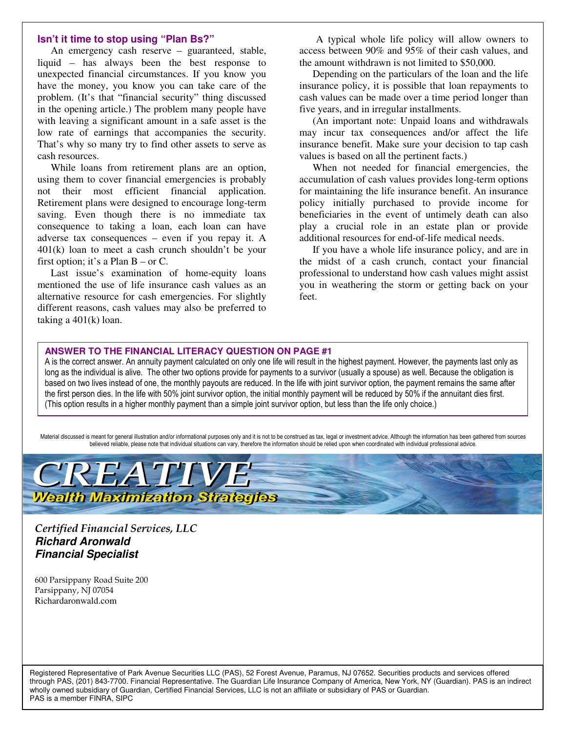## Isn't it time to stop using "Plan Bs?"

An emergency cash reserve – guaranteed, stable, liquid – has always been the best response to unexpected financial circumstances. If you know you have the money, you know you can take care of the problem. (It's that "financial security" thing discussed in the opening article.) The problem many people have with leaving a significant amount in a safe asset is the low rate of earnings that accompanies the security. That's why so many try to find other assets to serve as cash resources.

While loans from retirement plans are an option, using them to cover financial emergencies is probably not their most efficient financial application. Retirement plans were designed to encourage long-term saving. Even though there is no immediate tax consequence to taking a loan, each loan can have adverse tax consequences – even if you repay it. A 401(k) loan to meet a cash crunch shouldn't be your first option; it's a Plan B – or C.

Last issue's examination of home-equity loans mentioned the use of life insurance cash values as an alternative resource for cash emergencies. For slightly different reasons, cash values may also be preferred to taking a 401(k) loan.

A typical whole life policy will allow owners to access between 90% and 95% of their cash values, and the amount withdrawn is not limited to $50,000.

Depending on the particulars of the loan and the life insurance policy, it is possible that loan repayments to cash values can be made over a time period longer than five years, and in irregular installments.

(An important note: Unpaid loans and withdrawals may incur tax consequences and/or affect the life insurance benefit. Make sure your decision to tap cash values is based on all the pertinent facts.)

When not needed for financial emergencies, the accumulation of cash values provides long-term options for maintaining the life insurance benefit. An insurance policy initially purchased to provide income for beneficiaries in the event of untimely death can also play a crucial role in an estate plan or provide additional resources for end-of-life medical needs.

If you have a whole life insurance policy, and are in the midst of a cash crunch, contact your financial professional to understand how cash values might assist you in weathering the storm or getting back on your feet.

**ANSWER TO THE FINANCIAL LITERACY QUESTION ON PAGE #1**

A is the correct answer. An annuity payment calculated on only one life will result in the highest payment. However, the payments last only as long as the individual is alive. The other two options provide for payments to a survivor (usually a spouse) as well. Because the obligation is based on two lives instead of one, the monthly payouts are reduced. In the life with joint survivor option, the payment remains the same after the first person dies. In the life with 50% joint survivor option, the initial monthly payment will be reduced by 50% if the annuitant dies first. (This option results in a higher monthly payment than a simple joint survivor option, but less than the life only choice.)

Material discussed is meant for general illustration and/or informational purposes only and it is not to be construed as tax, legal or investment advice. Although the information has been gathered from sources believed reliable, please note that individual situations can vary, therefore the information should be relied upon when coordinated with individual professional advice.

# CREATIVE
**Wealth Maximization Strategies**

*Certified Financial Services, LLC*
***Richard Aronwald***
***Financial Specialist***

600 Parsippany Road Suite 200
Parsippany, NJ 07054
Richardaronwald.com

Registered Representative of Park Avenue Securities LLC (PAS), 52 Forest Avenue, Paramus, NJ 07652. Securities products and services offered through PAS, (201) 843-7700. Financial Representative. The Guardian Life Insurance Company of America, New York, NY (Guardian). PAS is an indirect wholly owned subsidiary of Guardian, Certified Financial Services, LLC is not an affiliate or subsidiary of PAS or Guardian. PAS is a member FINRA, SIPC